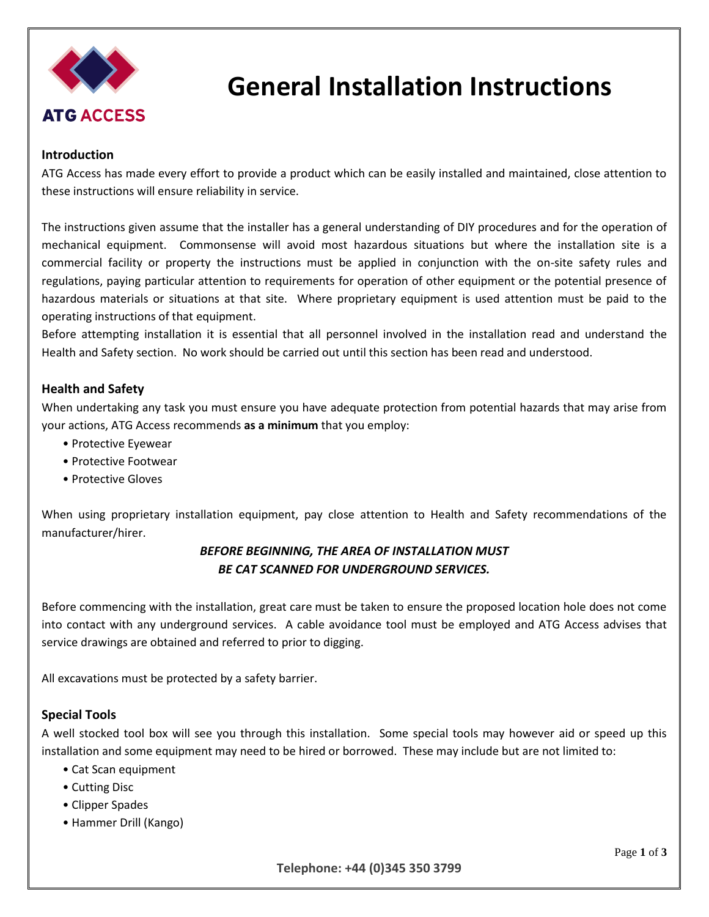ATG ACCESS

# General Installation Instructions

## Introduction

ATG Access has made every effort to provide a product which can be easily installed and maintained, close attention to these instructions will ensure reliability in service.

The instructions given assume that the installer has a general understanding of DIY procedures and for the operation of mechanical equipment. Commonsense will avoid most hazardous situations but where the installation site is a commercial facility or property the instructions must be applied in conjunction with the on-site safety rules and regulations, paying particular attention to requirements for operation of other equipment or the potential presence of hazardous materials or situations at that site. Where proprietary equipment is used attention must be paid to the operating instructions of that equipment.

Before attempting installation it is essential that all personnel involved in the installation read and understand the Health and Safety section. No work should be carried out until this section has been read and understood.

## Health and Safety

When undertaking any task you must ensure you have adequate protection from potential hazards that may arise from your actions, ATG Access recommends **as a minimum** that you employ:

- Protective Eyewear
- Protective Footwear
- Protective Gloves

When using proprietary installation equipment, pay close attention to Health and Safety recommendations of the manufacturer/hirer.

***BEFORE BEGINNING, THE AREA OF INSTALLATION MUST BE CAT SCANNED FOR UNDERGROUND SERVICES.***

Before commencing with the installation, great care must be taken to ensure the proposed location hole does not come into contact with any underground services. A cable avoidance tool must be employed and ATG Access advises that service drawings are obtained and referred to prior to digging.

All excavations must be protected by a safety barrier.

## Special Tools

A well stocked tool box will see you through this installation. Some special tools may however aid or speed up this installation and some equipment may need to be hired or borrowed. These may include but are not limited to:

- Cat Scan equipment
- Cutting Disc
- Clipper Spades
- Hammer Drill (Kango)

**Telephone: +44 (0)345 350 3799**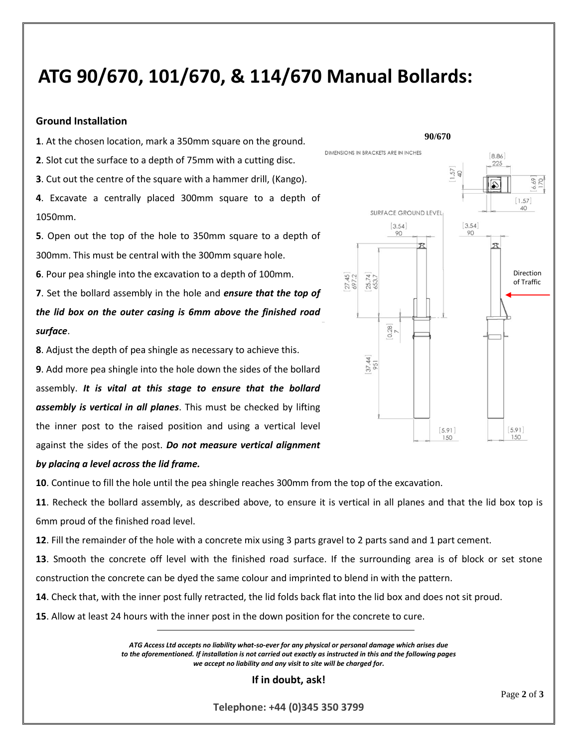# ATG 90/670, 101/670, & 114/670 Manual Bollards:

## Ground Installation

**1**. At the chosen location, mark a 350mm square on the ground.

**2**. Slot cut the surface to a depth of 75mm with a cutting disc.

**3**. Cut out the centre of the square with a hammer drill, (Kango).

**4**. Excavate a centrally placed 300mm square to a depth of 1050mm.

**5**. Open out the top of the hole to 350mm square to a depth of 300mm. This must be central with the 300mm square hole.

**6**. Pour pea shingle into the excavation to a depth of 100mm.

**7**. Set the bollard assembly in the hole and ***ensure that the top of the lid box on the outer casing is 6mm above the finished road surface***.

**8**. Adjust the depth of pea shingle as necessary to achieve this.

**9**. Add more pea shingle into the hole down the sides of the bollard assembly. ***It is vital at this stage to ensure that the bollard assembly is vertical in all planes***. This must be checked by lifting the inner post to the raised position and using a vertical level against the sides of the post. ***Do not measure vertical alignment by placing a level across the lid frame.***

**10**. Continue to fill the hole until the pea shingle reaches 300mm from the top of the excavation.

**11**. Recheck the bollard assembly, as described above, to ensure it is vertical in all planes and that the lid box top is 6mm proud of the finished road level.

**12**. Fill the remainder of the hole with a concrete mix using 3 parts gravel to 2 parts sand and 1 part cement.

**13**. Smooth the concrete off level with the finished road surface. If the surrounding area is of block or set stone construction the concrete can be dyed the same colour and imprinted to blend in with the pattern.

**14**. Check that, with the inner post fully retracted, the lid folds back flat into the lid box and does not sit proud.

**15**. Allow at least 24 hours with the inner post in the down position for the concrete to cure.

**90/670**

DIMENSIONS IN BRACKETS ARE IN INCHES

SURFACE GROUND LEVEL

Direction of Traffic

---

*ATG Access Ltd accepts no liability what-so-ever for any physical or personal damage which arises due to the aforementioned. If installation is not carried out exactly as instructed in this and the following pages we accept no liability and any visit to site will be charged for.*

**If in doubt, ask!**

**Telephone: +44 (0)345 350 3799**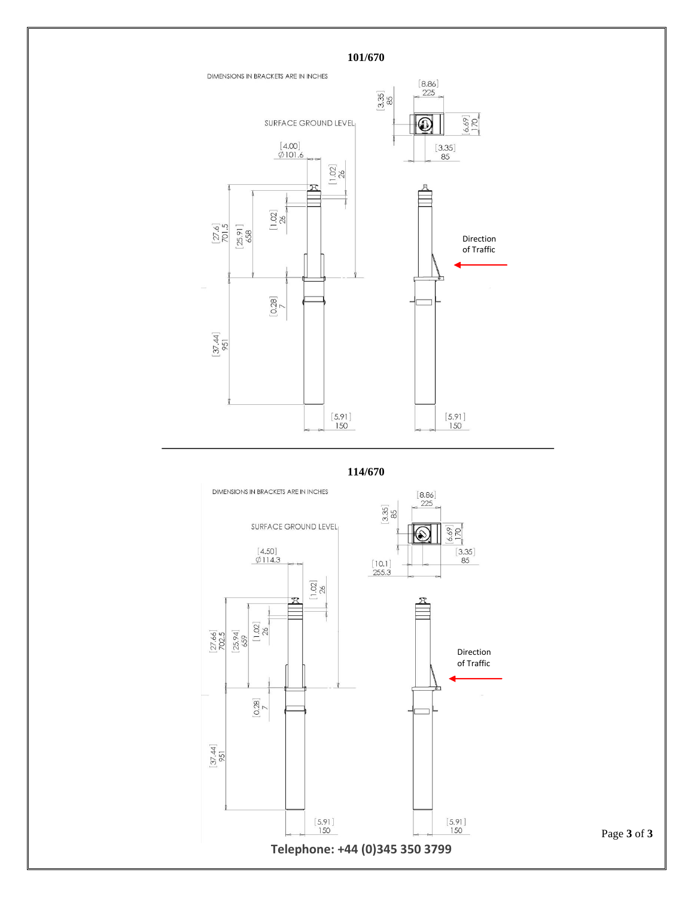## 101/670

DIMENSIONS IN BRACKETS ARE IN INCHES

SURFACE GROUND LEVEL

[8.86]
225

[3.35]
85

[6.69]
170

[3.35]
85

[4.00]
Ø101.6

[1.02]
26

[1.02]
26

[27.6]
701.5

[25.91]
658

[0.28]
7

[37.44]
951

[5.91]
150

[5.91]
150

Direction of Traffic

---

## 114/670

DIMENSIONS IN BRACKETS ARE IN INCHES

SURFACE GROUND LEVEL

[8.86]
225

[3.35]
85

[6.69]
170

[3.35]
85

[10.1]
255.3

[4.50]
Ø114.3

[1.02]
26

[1.02]
26

[27.66]
702.5

[25.94]
659

[0.28]
7

[37.44]
951

[5.91]
150

[5.91]
150

Direction of Traffic

**Telephone: +44 (0)345 350 3799**